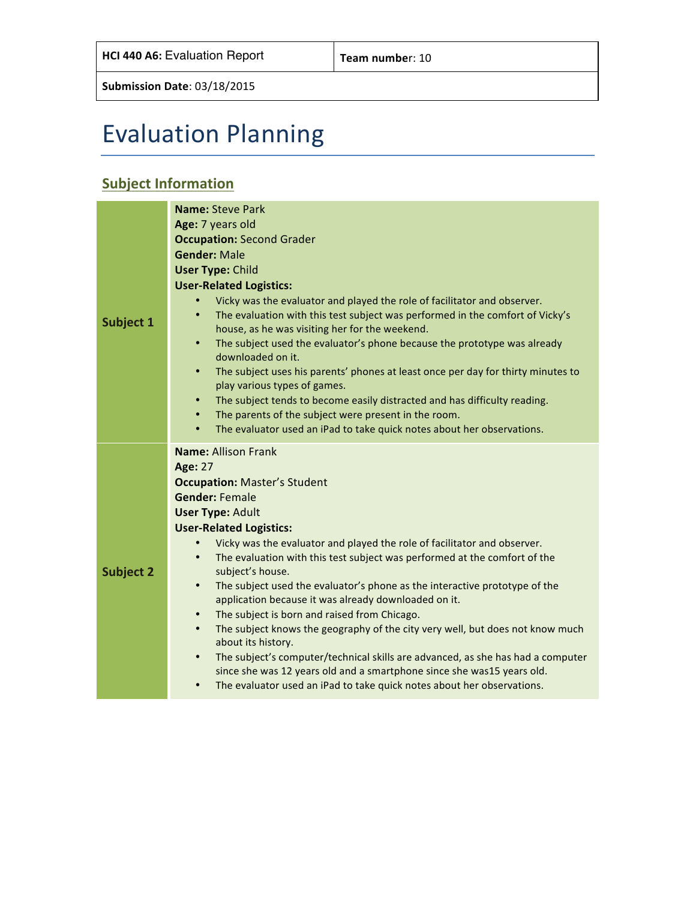| **HCI 440 A6:** Evaluation Report | **Team number**: 10 |
| --- | --- |
| **Submission Date**: 03/18/2015 | |

# Evaluation Planning

## Subject Information

| | |
| --- | --- |
| **Subject 1** | **Name:** Steve Park<br>**Age:** 7 years old<br>**Occupation:** Second Grader<br>**Gender:** Male<br>**User Type:** Child<br>**User-Related Logistics:**<br>• Vicky was the evaluator and played the role of facilitator and observer.<br>• The evaluation with this test subject was performed in the comfort of Vicky's house, as he was visiting her for the weekend.<br>• The subject used the evaluator's phone because the prototype was already downloaded on it.<br>• The subject uses his parents' phones at least once per day for thirty minutes to play various types of games.<br>• The subject tends to become easily distracted and has difficulty reading.<br>• The parents of the subject were present in the room.<br>• The evaluator used an iPad to take quick notes about her observations. |
| **Subject 2** | **Name:** Allison Frank<br>**Age:** 27<br>**Occupation:** Master's Student<br>**Gender:** Female<br>**User Type:** Adult<br>**User-Related Logistics:**<br>• Vicky was the evaluator and played the role of facilitator and observer.<br>• The evaluation with this test subject was performed at the comfort of the subject's house.<br>• The subject used the evaluator's phone as the interactive prototype of the application because it was already downloaded on it.<br>• The subject is born and raised from Chicago.<br>• The subject knows the geography of the city very well, but does not know much about its history.<br>• The subject's computer/technical skills are advanced, as she has had a computer since she was 12 years old and a smartphone since she was15 years old.<br>• The evaluator used an iPad to take quick notes about her observations. |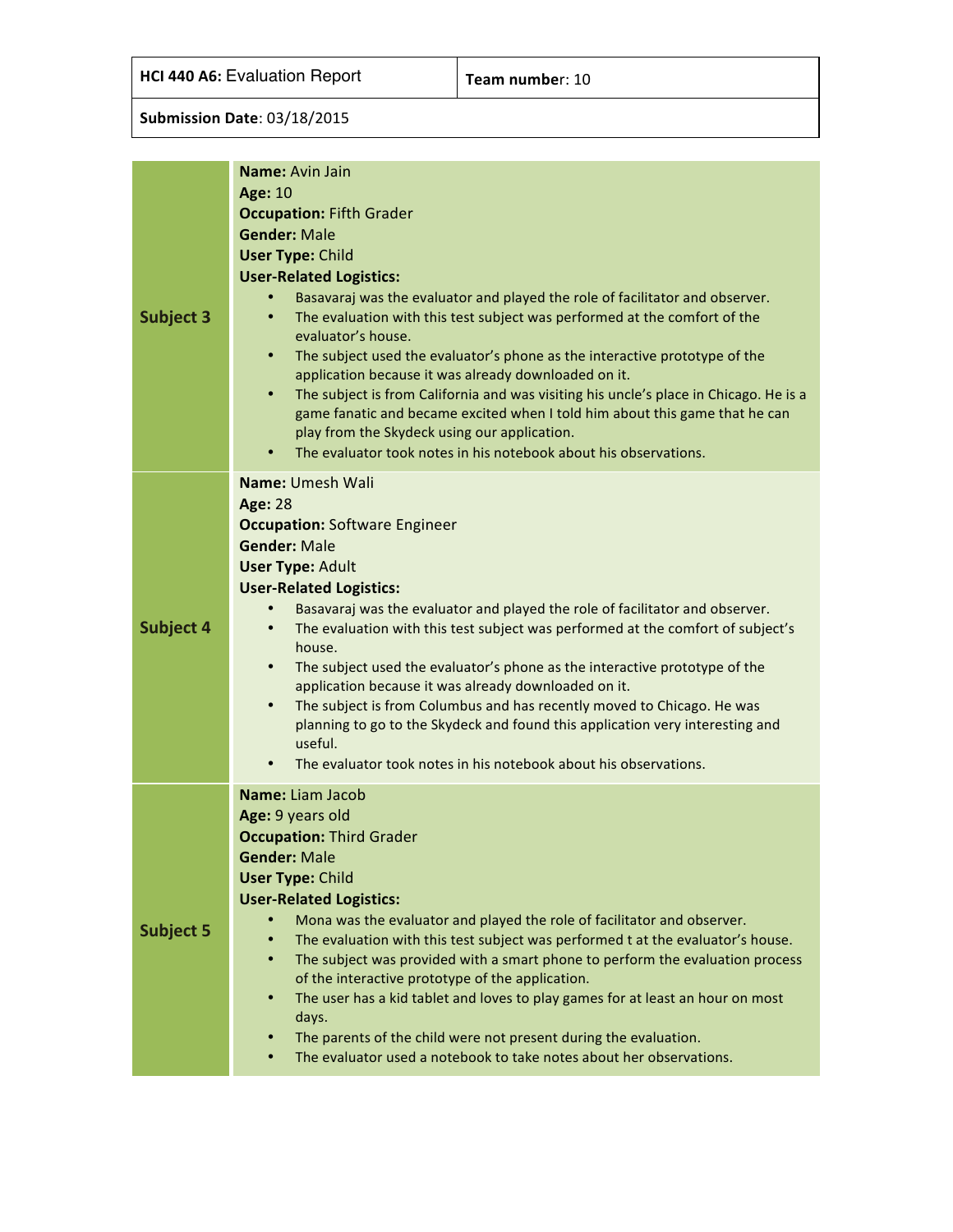| HCI 440 A6: Evaluation Report | **Team number**: 10 |
| --- | --- |
| **Submission Date**: 03/18/2015 | |

| | |
| --- | --- |
| **Subject 3** | **Name:** Avin Jain<br>**Age:** 10<br>**Occupation:** Fifth Grader<br>**Gender:** Male<br>**User Type:** Child<br>**User-Related Logistics:**<br>• Basavaraj was the evaluator and played the role of facilitator and observer.<br>• The evaluation with this test subject was performed at the comfort of the evaluator's house.<br>• The subject used the evaluator's phone as the interactive prototype of the application because it was already downloaded on it.<br>• The subject is from California and was visiting his uncle's place in Chicago. He is a game fanatic and became excited when I told him about this game that he can play from the Skydeck using our application.<br>• The evaluator took notes in his notebook about his observations. |
| **Subject 4** | **Name:** Umesh Wali<br>**Age:** 28<br>**Occupation:** Software Engineer<br>**Gender:** Male<br>**User Type:** Adult<br>**User-Related Logistics:**<br>• Basavaraj was the evaluator and played the role of facilitator and observer.<br>• The evaluation with this test subject was performed at the comfort of subject's house.<br>• The subject used the evaluator's phone as the interactive prototype of the application because it was already downloaded on it.<br>• The subject is from Columbus and has recently moved to Chicago. He was planning to go to the Skydeck and found this application very interesting and useful.<br>• The evaluator took notes in his notebook about his observations. |
| **Subject 5** | **Name:** Liam Jacob<br>**Age:** 9 years old<br>**Occupation:** Third Grader<br>**Gender:** Male<br>**User Type:** Child<br>**User-Related Logistics:**<br>• Mona was the evaluator and played the role of facilitator and observer.<br>• The evaluation with this test subject was performed t at the evaluator's house.<br>• The subject was provided with a smart phone to perform the evaluation process of the interactive prototype of the application.<br>• The user has a kid tablet and loves to play games for at least an hour on most days.<br>• The parents of the child were not present during the evaluation.<br>• The evaluator used a notebook to take notes about her observations. |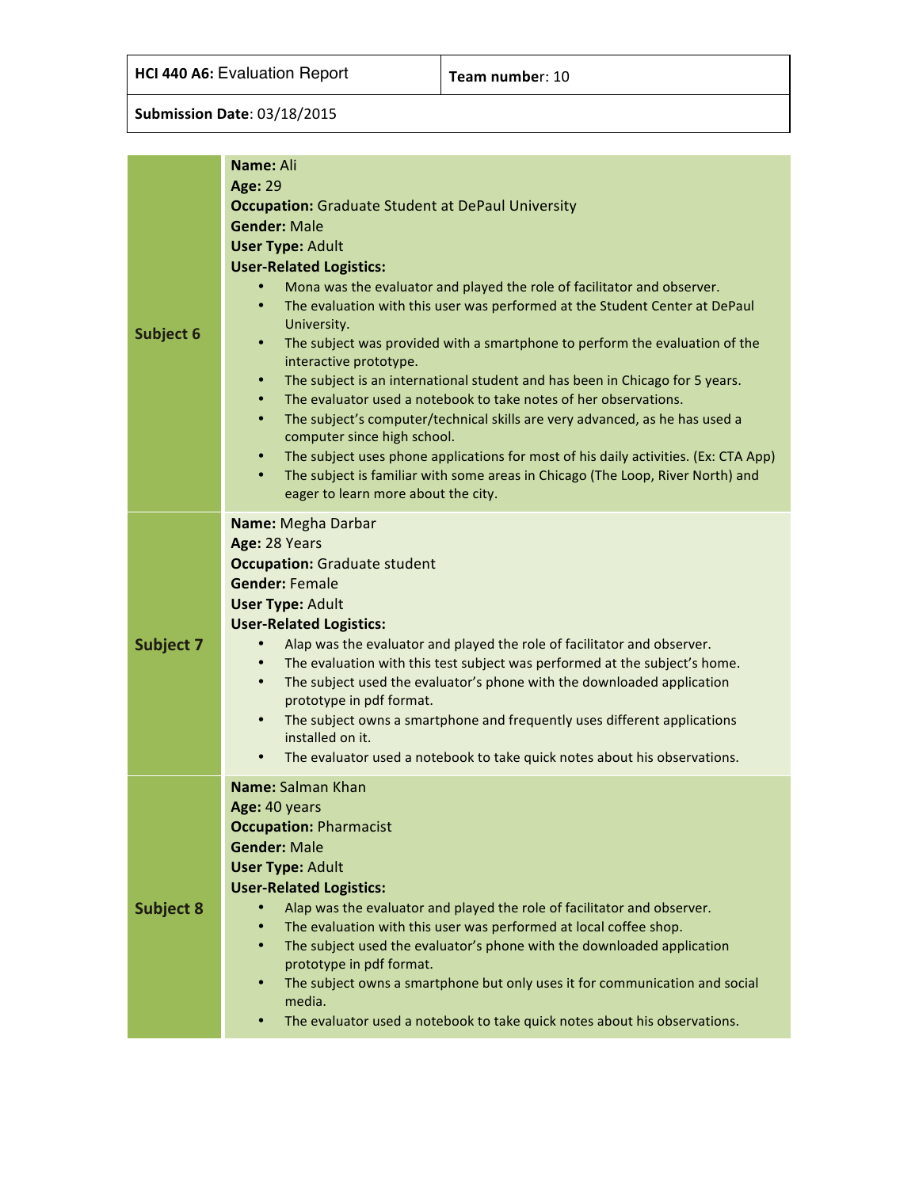| HCI 440 A6: Evaluation Report | Team number: 10 |
| --- | --- |
| **Submission Date**: 03/18/2015 | |

| | |
| --- | --- |
| **Subject 6** | **Name:** Ali<br>**Age:** 29<br>**Occupation:** Graduate Student at DePaul University<br>**Gender:** Male<br>**User Type:** Adult<br>**User-Related Logistics:**<br>• Mona was the evaluator and played the role of facilitator and observer.<br>• The evaluation with this user was performed at the Student Center at DePaul University.<br>• The subject was provided with a smartphone to perform the evaluation of the interactive prototype.<br>• The subject is an international student and has been in Chicago for 5 years.<br>• The evaluator used a notebook to take notes of her observations.<br>• The subject's computer/technical skills are very advanced, as he has used a computer since high school.<br>• The subject uses phone applications for most of his daily activities. (Ex: CTA App)<br>• The subject is familiar with some areas in Chicago (The Loop, River North) and eager to learn more about the city. |
| **Subject 7** | **Name:** Megha Darbar<br>**Age:** 28 Years<br>**Occupation:** Graduate student<br>**Gender:** Female<br>**User Type:** Adult<br>**User-Related Logistics:**<br>• Alap was the evaluator and played the role of facilitator and observer.<br>• The evaluation with this test subject was performed at the subject's home.<br>• The subject used the evaluator's phone with the downloaded application prototype in pdf format.<br>• The subject owns a smartphone and frequently uses different applications installed on it.<br>• The evaluator used a notebook to take quick notes about his observations. |
| **Subject 8** | **Name:** Salman Khan<br>**Age:** 40 years<br>**Occupation:** Pharmacist<br>**Gender:** Male<br>**User Type:** Adult<br>**User-Related Logistics:**<br>• Alap was the evaluator and played the role of facilitator and observer.<br>• The evaluation with this user was performed at local coffee shop.<br>• The subject used the evaluator's phone with the downloaded application prototype in pdf format.<br>• The subject owns a smartphone but only uses it for communication and social media.<br>• The evaluator used a notebook to take quick notes about his observations. |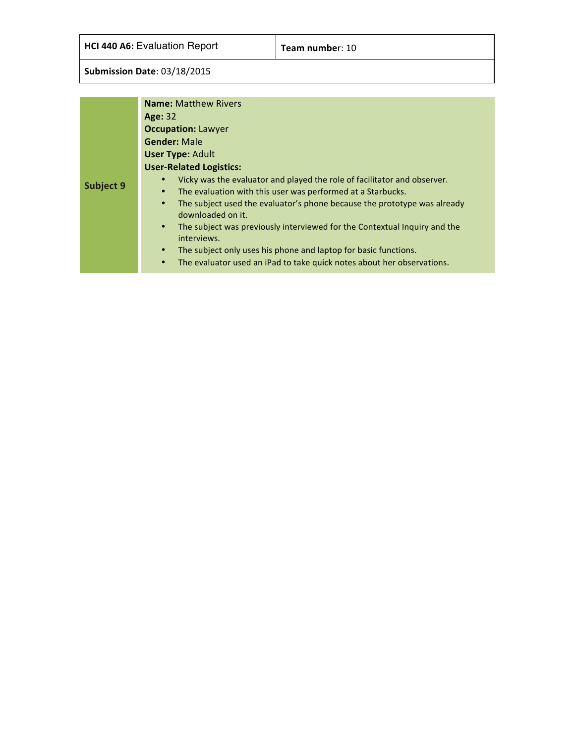| HCI 440 A6: Evaluation Report | Team number: 10 |
| --- | --- |
| Submission Date: 03/18/2015 | |

| | |
| --- | --- |
| **Subject 9** | **Name:** Matthew Rivers<br>**Age:** 32<br>**Occupation:** Lawyer<br>**Gender:** Male<br>**User Type:** Adult<br>**User-Related Logistics:**<br>• Vicky was the evaluator and played the role of facilitator and observer.<br>• The evaluation with this user was performed at a Starbucks.<br>• The subject used the evaluator's phone because the prototype was already downloaded on it.<br>• The subject was previously interviewed for the Contextual Inquiry and the interviews.<br>• The subject only uses his phone and laptop for basic functions.<br>• The evaluator used an iPad to take quick notes about her observations. |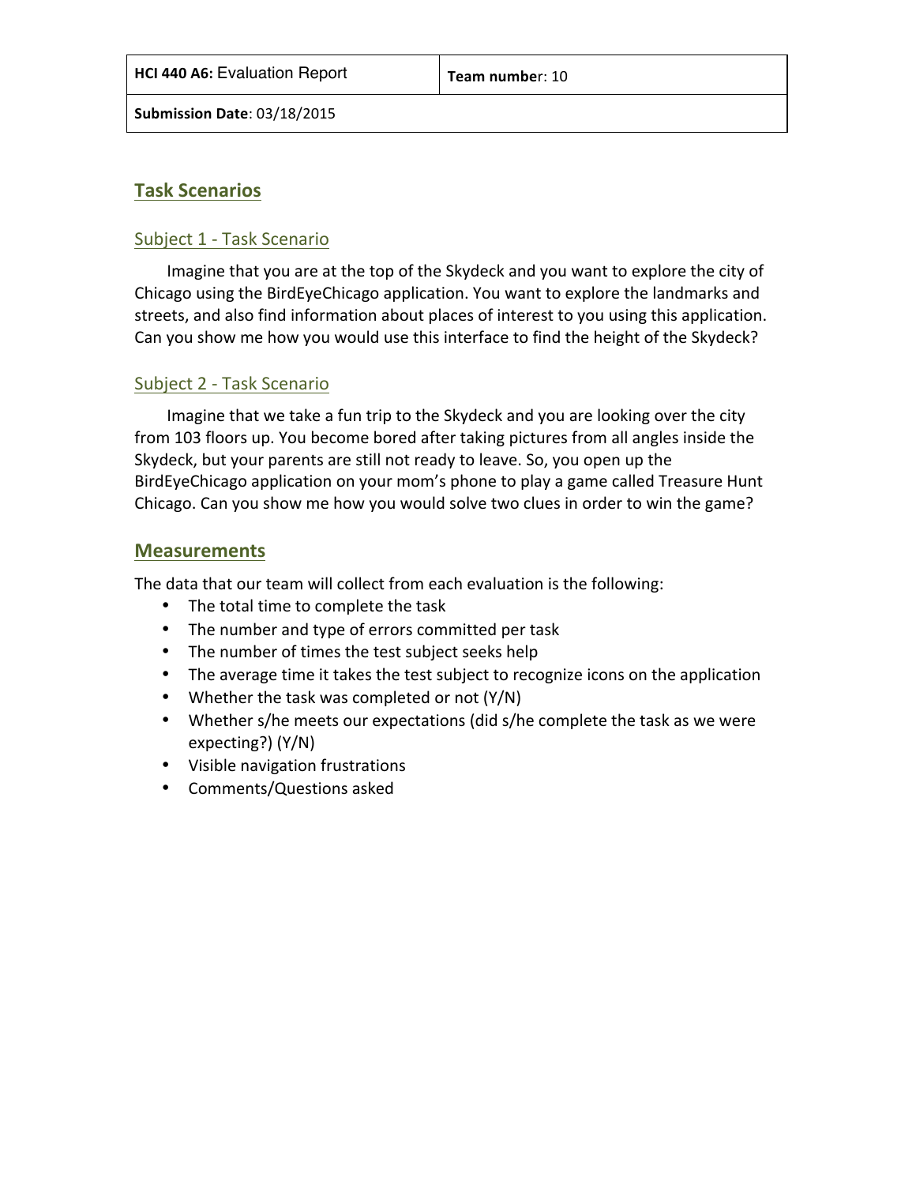| **HCI 440 A6:** Evaluation Report | **Team number**: 10 |
| --- | --- |
| **Submission Date**: 03/18/2015 | |

## Task Scenarios

### Subject 1 - Task Scenario

Imagine that you are at the top of the Skydeck and you want to explore the city of Chicago using the BirdEyeChicago application. You want to explore the landmarks and streets, and also find information about places of interest to you using this application. Can you show me how you would use this interface to find the height of the Skydeck?

### Subject 2 - Task Scenario

Imagine that we take a fun trip to the Skydeck and you are looking over the city from 103 floors up. You become bored after taking pictures from all angles inside the Skydeck, but your parents are still not ready to leave. So, you open up the BirdEyeChicago application on your mom's phone to play a game called Treasure Hunt Chicago. Can you show me how you would solve two clues in order to win the game?

## Measurements

The data that our team will collect from each evaluation is the following:

- The total time to complete the task
- The number and type of errors committed per task
- The number of times the test subject seeks help
- The average time it takes the test subject to recognize icons on the application
- Whether the task was completed or not (Y/N)
- Whether s/he meets our expectations (did s/he complete the task as we were expecting?) (Y/N)
- Visible navigation frustrations
- Comments/Questions asked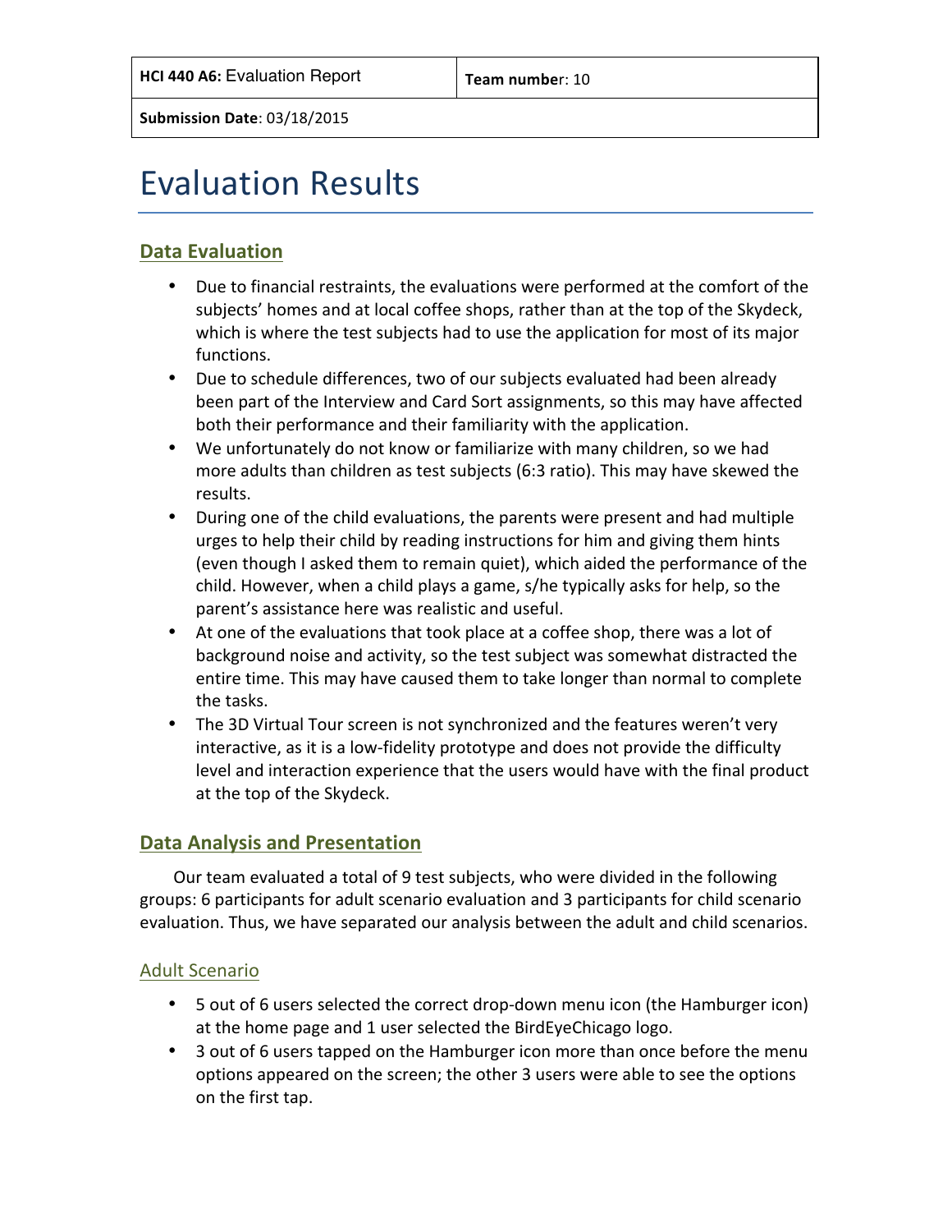| HCI 440 A6: Evaluation Report | Team number: 10 |
| --- | --- |
| Submission Date: 03/18/2015 | |

# Evaluation Results

## Data Evaluation

- Due to financial restraints, the evaluations were performed at the comfort of the subjects' homes and at local coffee shops, rather than at the top of the Skydeck, which is where the test subjects had to use the application for most of its major functions.
- Due to schedule differences, two of our subjects evaluated had been already been part of the Interview and Card Sort assignments, so this may have affected both their performance and their familiarity with the application.
- We unfortunately do not know or familiarize with many children, so we had more adults than children as test subjects (6:3 ratio). This may have skewed the results.
- During one of the child evaluations, the parents were present and had multiple urges to help their child by reading instructions for him and giving them hints (even though I asked them to remain quiet), which aided the performance of the child. However, when a child plays a game, s/he typically asks for help, so the parent's assistance here was realistic and useful.
- At one of the evaluations that took place at a coffee shop, there was a lot of background noise and activity, so the test subject was somewhat distracted the entire time. This may have caused them to take longer than normal to complete the tasks.
- The 3D Virtual Tour screen is not synchronized and the features weren't very interactive, as it is a low-fidelity prototype and does not provide the difficulty level and interaction experience that the users would have with the final product at the top of the Skydeck.

## Data Analysis and Presentation

Our team evaluated a total of 9 test subjects, who were divided in the following groups: 6 participants for adult scenario evaluation and 3 participants for child scenario evaluation. Thus, we have separated our analysis between the adult and child scenarios.

### Adult Scenario

- 5 out of 6 users selected the correct drop-down menu icon (the Hamburger icon) at the home page and 1 user selected the BirdEyeChicago logo.
- 3 out of 6 users tapped on the Hamburger icon more than once before the menu options appeared on the screen; the other 3 users were able to see the options on the first tap.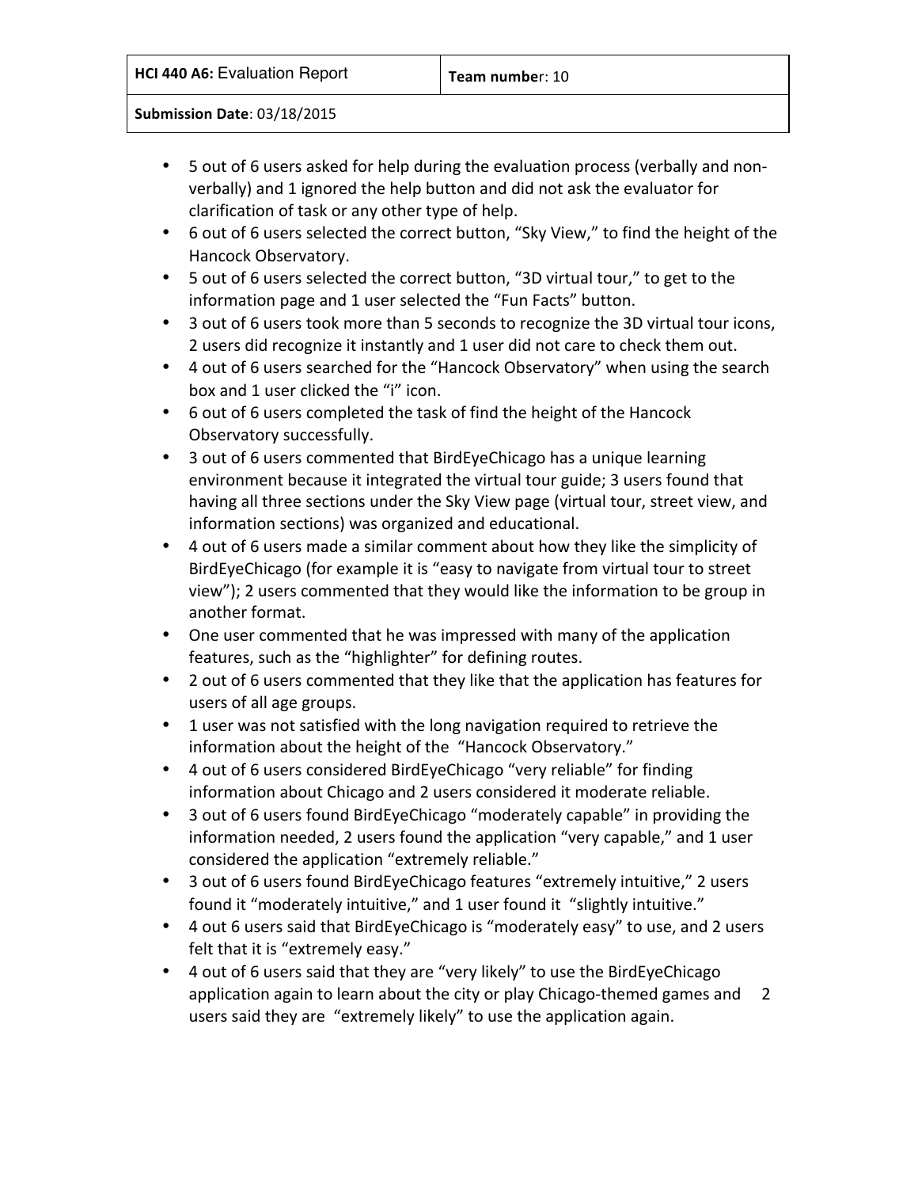- 5 out of 6 users asked for help during the evaluation process (verbally and non-verbally) and 1 ignored the help button and did not ask the evaluator for clarification of task or any other type of help.
- 6 out of 6 users selected the correct button, "Sky View," to find the height of the Hancock Observatory.
- 5 out of 6 users selected the correct button, "3D virtual tour," to get to the information page and 1 user selected the "Fun Facts" button.
- 3 out of 6 users took more than 5 seconds to recognize the 3D virtual tour icons, 2 users did recognize it instantly and 1 user did not care to check them out.
- 4 out of 6 users searched for the "Hancock Observatory" when using the search box and 1 user clicked the "i" icon.
- 6 out of 6 users completed the task of find the height of the Hancock Observatory successfully.
- 3 out of 6 users commented that BirdEyeChicago has a unique learning environment because it integrated the virtual tour guide; 3 users found that having all three sections under the Sky View page (virtual tour, street view, and information sections) was organized and educational.
- 4 out of 6 users made a similar comment about how they like the simplicity of BirdEyeChicago (for example it is "easy to navigate from virtual tour to street view"); 2 users commented that they would like the information to be group in another format.
- One user commented that he was impressed with many of the application features, such as the "highlighter" for defining routes.
- 2 out of 6 users commented that they like that the application has features for users of all age groups.
- 1 user was not satisfied with the long navigation required to retrieve the information about the height of the "Hancock Observatory."
- 4 out of 6 users considered BirdEyeChicago "very reliable" for finding information about Chicago and 2 users considered it moderate reliable.
- 3 out of 6 users found BirdEyeChicago "moderately capable" in providing the information needed, 2 users found the application "very capable," and 1 user considered the application "extremely reliable."
- 3 out of 6 users found BirdEyeChicago features "extremely intuitive," 2 users found it "moderately intuitive," and 1 user found it "slightly intuitive."
- 4 out 6 users said that BirdEyeChicago is "moderately easy" to use, and 2 users felt that it is "extremely easy."
- 4 out of 6 users said that they are "very likely" to use the BirdEyeChicago application again to learn about the city or play Chicago-themed games and 2 users said they are "extremely likely" to use the application again.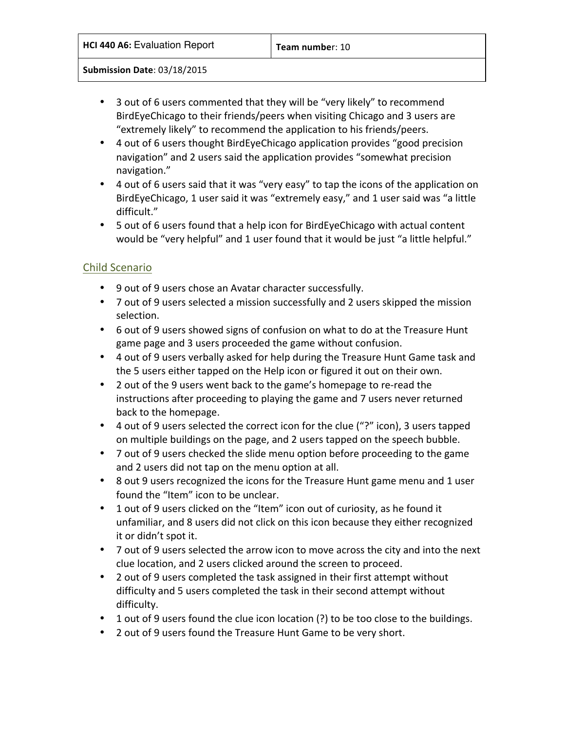- 3 out of 6 users commented that they will be "very likely" to recommend BirdEyeChicago to their friends/peers when visiting Chicago and 3 users are "extremely likely" to recommend the application to his friends/peers.
- 4 out of 6 users thought BirdEyeChicago application provides "good precision navigation" and 2 users said the application provides "somewhat precision navigation."
- 4 out of 6 users said that it was "very easy" to tap the icons of the application on BirdEyeChicago, 1 user said it was "extremely easy," and 1 user said was "a little difficult."
- 5 out of 6 users found that a help icon for BirdEyeChicago with actual content would be "very helpful" and 1 user found that it would be just "a little helpful."

## Child Scenario

- 9 out of 9 users chose an Avatar character successfully.
- 7 out of 9 users selected a mission successfully and 2 users skipped the mission selection.
- 6 out of 9 users showed signs of confusion on what to do at the Treasure Hunt game page and 3 users proceeded the game without confusion.
- 4 out of 9 users verbally asked for help during the Treasure Hunt Game task and the 5 users either tapped on the Help icon or figured it out on their own.
- 2 out of the 9 users went back to the game's homepage to re-read the instructions after proceeding to playing the game and 7 users never returned back to the homepage.
- 4 out of 9 users selected the correct icon for the clue ("?" icon), 3 users tapped on multiple buildings on the page, and 2 users tapped on the speech bubble.
- 7 out of 9 users checked the slide menu option before proceeding to the game and 2 users did not tap on the menu option at all.
- 8 out 9 users recognized the icons for the Treasure Hunt game menu and 1 user found the "Item" icon to be unclear.
- 1 out of 9 users clicked on the "Item" icon out of curiosity, as he found it unfamiliar, and 8 users did not click on this icon because they either recognized it or didn't spot it.
- 7 out of 9 users selected the arrow icon to move across the city and into the next clue location, and 2 users clicked around the screen to proceed.
- 2 out of 9 users completed the task assigned in their first attempt without difficulty and 5 users completed the task in their second attempt without difficulty.
- 1 out of 9 users found the clue icon location (?) to be too close to the buildings.
- 2 out of 9 users found the Treasure Hunt Game to be very short.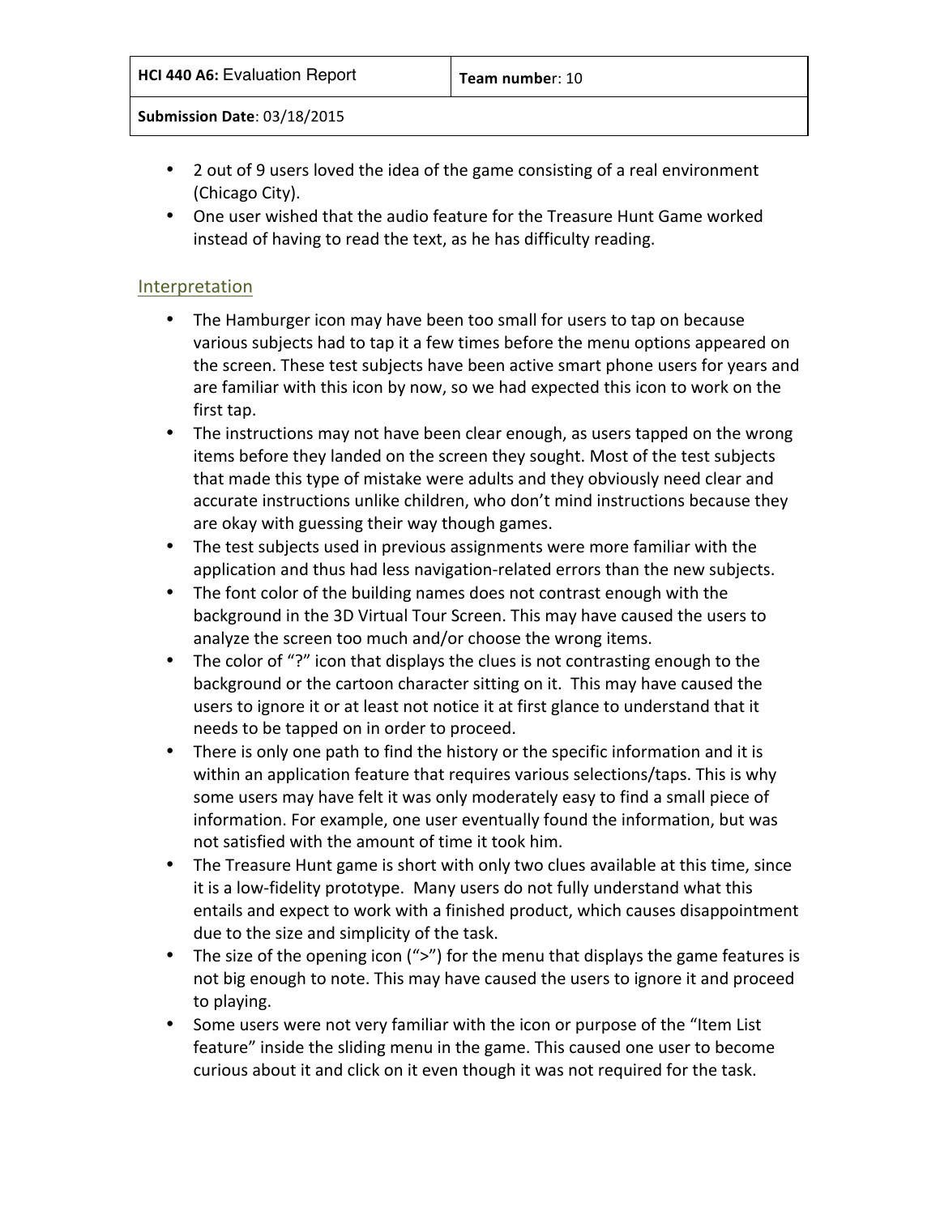- 2 out of 9 users loved the idea of the game consisting of a real environment (Chicago City).
- One user wished that the audio feature for the Treasure Hunt Game worked instead of having to read the text, as he has difficulty reading.

## Interpretation

- The Hamburger icon may have been too small for users to tap on because various subjects had to tap it a few times before the menu options appeared on the screen. These test subjects have been active smart phone users for years and are familiar with this icon by now, so we had expected this icon to work on the first tap.
- The instructions may not have been clear enough, as users tapped on the wrong items before they landed on the screen they sought. Most of the test subjects that made this type of mistake were adults and they obviously need clear and accurate instructions unlike children, who don't mind instructions because they are okay with guessing their way though games.
- The test subjects used in previous assignments were more familiar with the application and thus had less navigation-related errors than the new subjects.
- The font color of the building names does not contrast enough with the background in the 3D Virtual Tour Screen. This may have caused the users to analyze the screen too much and/or choose the wrong items.
- The color of "?" icon that displays the clues is not contrasting enough to the background or the cartoon character sitting on it. This may have caused the users to ignore it or at least not notice it at first glance to understand that it needs to be tapped on in order to proceed.
- There is only one path to find the history or the specific information and it is within an application feature that requires various selections/taps. This is why some users may have felt it was only moderately easy to find a small piece of information. For example, one user eventually found the information, but was not satisfied with the amount of time it took him.
- The Treasure Hunt game is short with only two clues available at this time, since it is a low-fidelity prototype. Many users do not fully understand what this entails and expect to work with a finished product, which causes disappointment due to the size and simplicity of the task.
- The size of the opening icon (">") for the menu that displays the game features is not big enough to note. This may have caused the users to ignore it and proceed to playing.
- Some users were not very familiar with the icon or purpose of the "Item List feature" inside the sliding menu in the game. This caused one user to become curious about it and click on it even though it was not required for the task.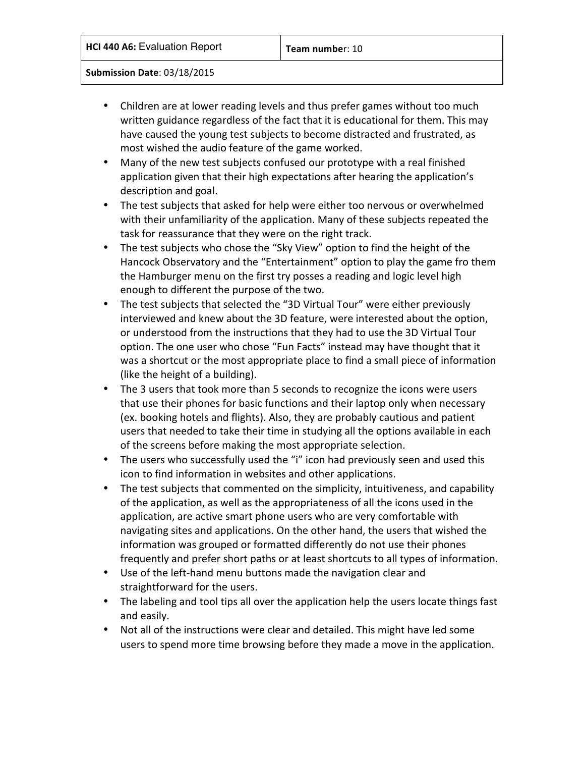- Children are at lower reading levels and thus prefer games without too much written guidance regardless of the fact that it is educational for them. This may have caused the young test subjects to become distracted and frustrated, as most wished the audio feature of the game worked.
- Many of the new test subjects confused our prototype with a real finished application given that their high expectations after hearing the application's description and goal.
- The test subjects that asked for help were either too nervous or overwhelmed with their unfamiliarity of the application. Many of these subjects repeated the task for reassurance that they were on the right track.
- The test subjects who chose the "Sky View" option to find the height of the Hancock Observatory and the "Entertainment" option to play the game fro them the Hamburger menu on the first try posses a reading and logic level high enough to different the purpose of the two.
- The test subjects that selected the "3D Virtual Tour" were either previously interviewed and knew about the 3D feature, were interested about the option, or understood from the instructions that they had to use the 3D Virtual Tour option. The one user who chose "Fun Facts" instead may have thought that it was a shortcut or the most appropriate place to find a small piece of information (like the height of a building).
- The 3 users that took more than 5 seconds to recognize the icons were users that use their phones for basic functions and their laptop only when necessary (ex. booking hotels and flights). Also, they are probably cautious and patient users that needed to take their time in studying all the options available in each of the screens before making the most appropriate selection.
- The users who successfully used the "i" icon had previously seen and used this icon to find information in websites and other applications.
- The test subjects that commented on the simplicity, intuitiveness, and capability of the application, as well as the appropriateness of all the icons used in the application, are active smart phone users who are very comfortable with navigating sites and applications. On the other hand, the users that wished the information was grouped or formatted differently do not use their phones frequently and prefer short paths or at least shortcuts to all types of information.
- Use of the left-hand menu buttons made the navigation clear and straightforward for the users.
- The labeling and tool tips all over the application help the users locate things fast and easily.
- Not all of the instructions were clear and detailed. This might have led some users to spend more time browsing before they made a move in the application.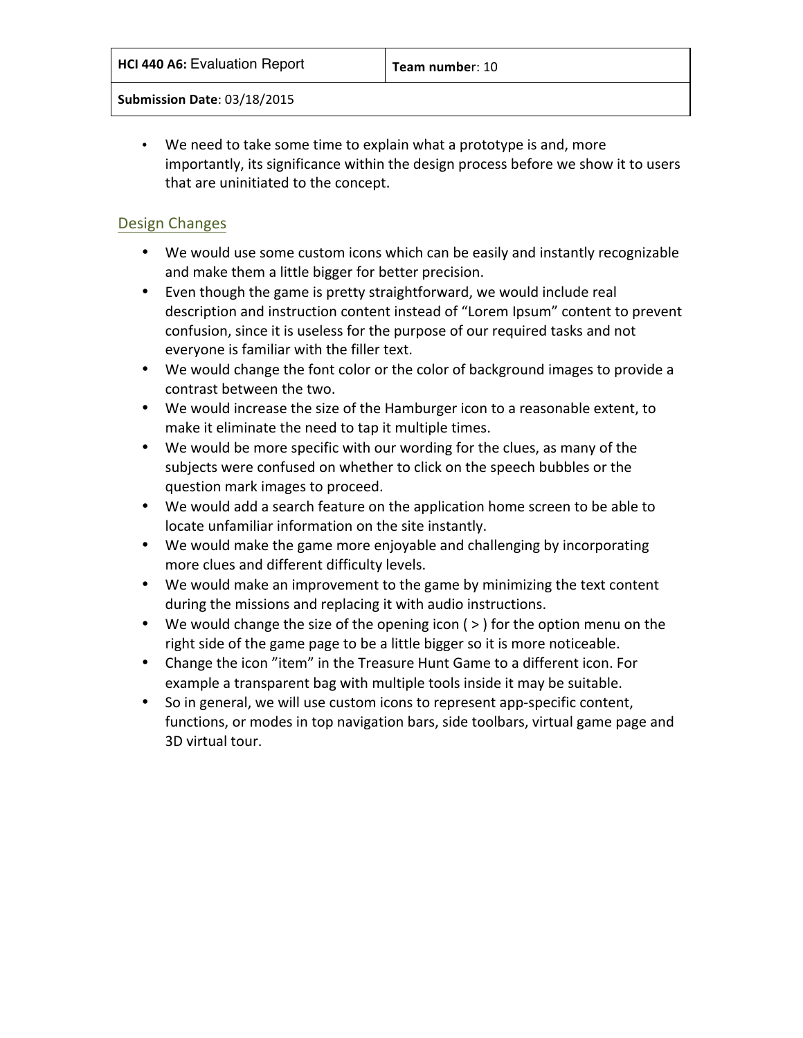- We need to take some time to explain what a prototype is and, more importantly, its significance within the design process before we show it to users that are uninitiated to the concept.

## Design Changes

- We would use some custom icons which can be easily and instantly recognizable and make them a little bigger for better precision.
- Even though the game is pretty straightforward, we would include real description and instruction content instead of "Lorem Ipsum" content to prevent confusion, since it is useless for the purpose of our required tasks and not everyone is familiar with the filler text.
- We would change the font color or the color of background images to provide a contrast between the two.
- We would increase the size of the Hamburger icon to a reasonable extent, to make it eliminate the need to tap it multiple times.
- We would be more specific with our wording for the clues, as many of the subjects were confused on whether to click on the speech bubbles or the question mark images to proceed.
- We would add a search feature on the application home screen to be able to locate unfamiliar information on the site instantly.
- We would make the game more enjoyable and challenging by incorporating more clues and different difficulty levels.
- We would make an improvement to the game by minimizing the text content during the missions and replacing it with audio instructions.
- We would change the size of the opening icon ( > ) for the option menu on the right side of the game page to be a little bigger so it is more noticeable.
- Change the icon "item" in the Treasure Hunt Game to a different icon. For example a transparent bag with multiple tools inside it may be suitable.
- So in general, we will use custom icons to represent app-specific content, functions, or modes in top navigation bars, side toolbars, virtual game page and 3D virtual tour.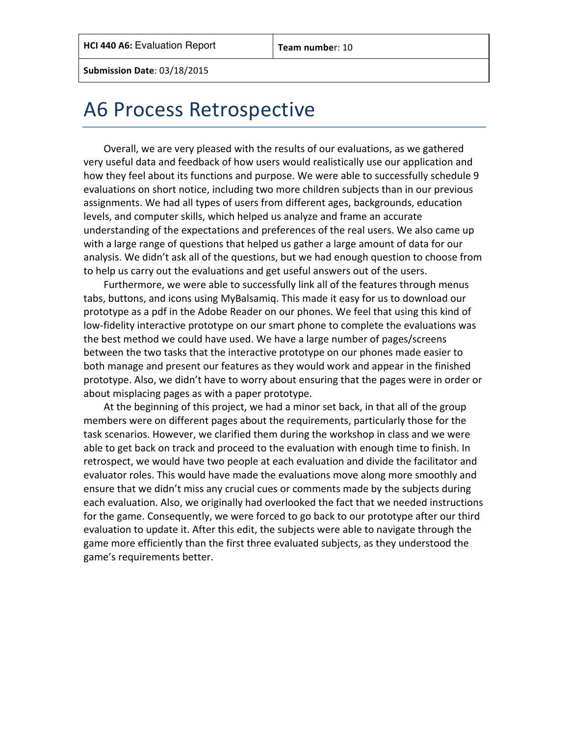| **HCI 440 A6:** Evaluation Report | **Team number**: 10 |
| --- | --- |
| **Submission Date**: 03/18/2015 | |

# A6 Process Retrospective

Overall, we are very pleased with the results of our evaluations, as we gathered very useful data and feedback of how users would realistically use our application and how they feel about its functions and purpose. We were able to successfully schedule 9 evaluations on short notice, including two more children subjects than in our previous assignments. We had all types of users from different ages, backgrounds, education levels, and computer skills, which helped us analyze and frame an accurate understanding of the expectations and preferences of the real users. We also came up with a large range of questions that helped us gather a large amount of data for our analysis. We didn't ask all of the questions, but we had enough question to choose from to help us carry out the evaluations and get useful answers out of the users.

Furthermore, we were able to successfully link all of the features through menus tabs, buttons, and icons using MyBalsamiq. This made it easy for us to download our prototype as a pdf in the Adobe Reader on our phones. We feel that using this kind of low-fidelity interactive prototype on our smart phone to complete the evaluations was the best method we could have used. We have a large number of pages/screens between the two tasks that the interactive prototype on our phones made easier to both manage and present our features as they would work and appear in the finished prototype. Also, we didn't have to worry about ensuring that the pages were in order or about misplacing pages as with a paper prototype.

At the beginning of this project, we had a minor set back, in that all of the group members were on different pages about the requirements, particularly those for the task scenarios. However, we clarified them during the workshop in class and we were able to get back on track and proceed to the evaluation with enough time to finish. In retrospect, we would have two people at each evaluation and divide the facilitator and evaluator roles. This would have made the evaluations move along more smoothly and ensure that we didn't miss any crucial cues or comments made by the subjects during each evaluation. Also, we originally had overlooked the fact that we needed instructions for the game. Consequently, we were forced to go back to our prototype after our third evaluation to update it. After this edit, the subjects were able to navigate through the game more efficiently than the first three evaluated subjects, as they understood the game's requirements better.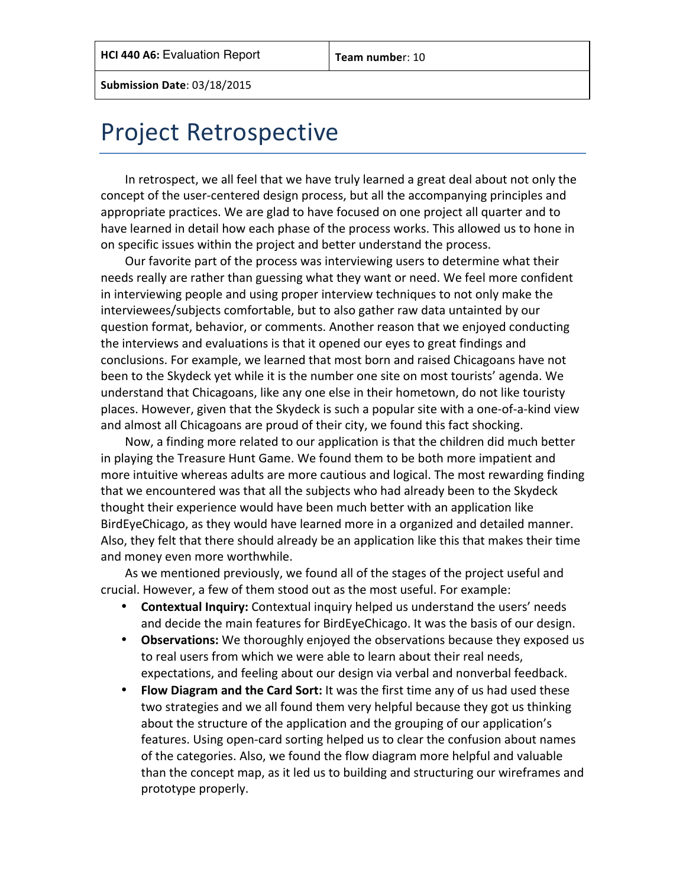| HCI 440 A6: Evaluation Report | Team number: 10 |
|---|---|
| Submission Date: 03/18/2015 | |

# Project Retrospective

In retrospect, we all feel that we have truly learned a great deal about not only the concept of the user-centered design process, but all the accompanying principles and appropriate practices. We are glad to have focused on one project all quarter and to have learned in detail how each phase of the process works. This allowed us to hone in on specific issues within the project and better understand the process.

Our favorite part of the process was interviewing users to determine what their needs really are rather than guessing what they want or need. We feel more confident in interviewing people and using proper interview techniques to not only make the interviewees/subjects comfortable, but to also gather raw data untainted by our question format, behavior, or comments. Another reason that we enjoyed conducting the interviews and evaluations is that it opened our eyes to great findings and conclusions. For example, we learned that most born and raised Chicagoans have not been to the Skydeck yet while it is the number one site on most tourists' agenda. We understand that Chicagoans, like any one else in their hometown, do not like touristy places. However, given that the Skydeck is such a popular site with a one-of-a-kind view and almost all Chicagoans are proud of their city, we found this fact shocking.

Now, a finding more related to our application is that the children did much better in playing the Treasure Hunt Game. We found them to be both more impatient and more intuitive whereas adults are more cautious and logical. The most rewarding finding that we encountered was that all the subjects who had already been to the Skydeck thought their experience would have been much better with an application like BirdEyeChicago, as they would have learned more in a organized and detailed manner. Also, they felt that there should already be an application like this that makes their time and money even more worthwhile.

As we mentioned previously, we found all of the stages of the project useful and crucial. However, a few of them stood out as the most useful. For example:

- **Contextual Inquiry:** Contextual inquiry helped us understand the users' needs and decide the main features for BirdEyeChicago. It was the basis of our design.
- **Observations:** We thoroughly enjoyed the observations because they exposed us to real users from which we were able to learn about their real needs, expectations, and feeling about our design via verbal and nonverbal feedback.
- **Flow Diagram and the Card Sort:** It was the first time any of us had used these two strategies and we all found them very helpful because they got us thinking about the structure of the application and the grouping of our application's features. Using open-card sorting helped us to clear the confusion about names of the categories. Also, we found the flow diagram more helpful and valuable than the concept map, as it led us to building and structuring our wireframes and prototype properly.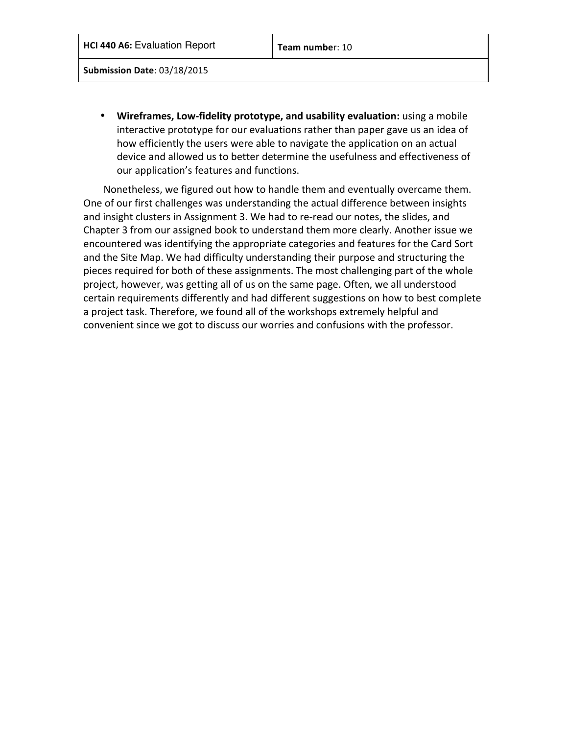- **Wireframes, Low-fidelity prototype, and usability evaluation:** using a mobile interactive prototype for our evaluations rather than paper gave us an idea of how efficiently the users were able to navigate the application on an actual device and allowed us to better determine the usefulness and effectiveness of our application's features and functions.

Nonetheless, we figured out how to handle them and eventually overcame them. One of our first challenges was understanding the actual difference between insights and insight clusters in Assignment 3. We had to re-read our notes, the slides, and Chapter 3 from our assigned book to understand them more clearly. Another issue we encountered was identifying the appropriate categories and features for the Card Sort and the Site Map. We had difficulty understanding their purpose and structuring the pieces required for both of these assignments. The most challenging part of the whole project, however, was getting all of us on the same page. Often, we all understood certain requirements differently and had different suggestions on how to best complete a project task. Therefore, we found all of the workshops extremely helpful and convenient since we got to discuss our worries and confusions with the professor.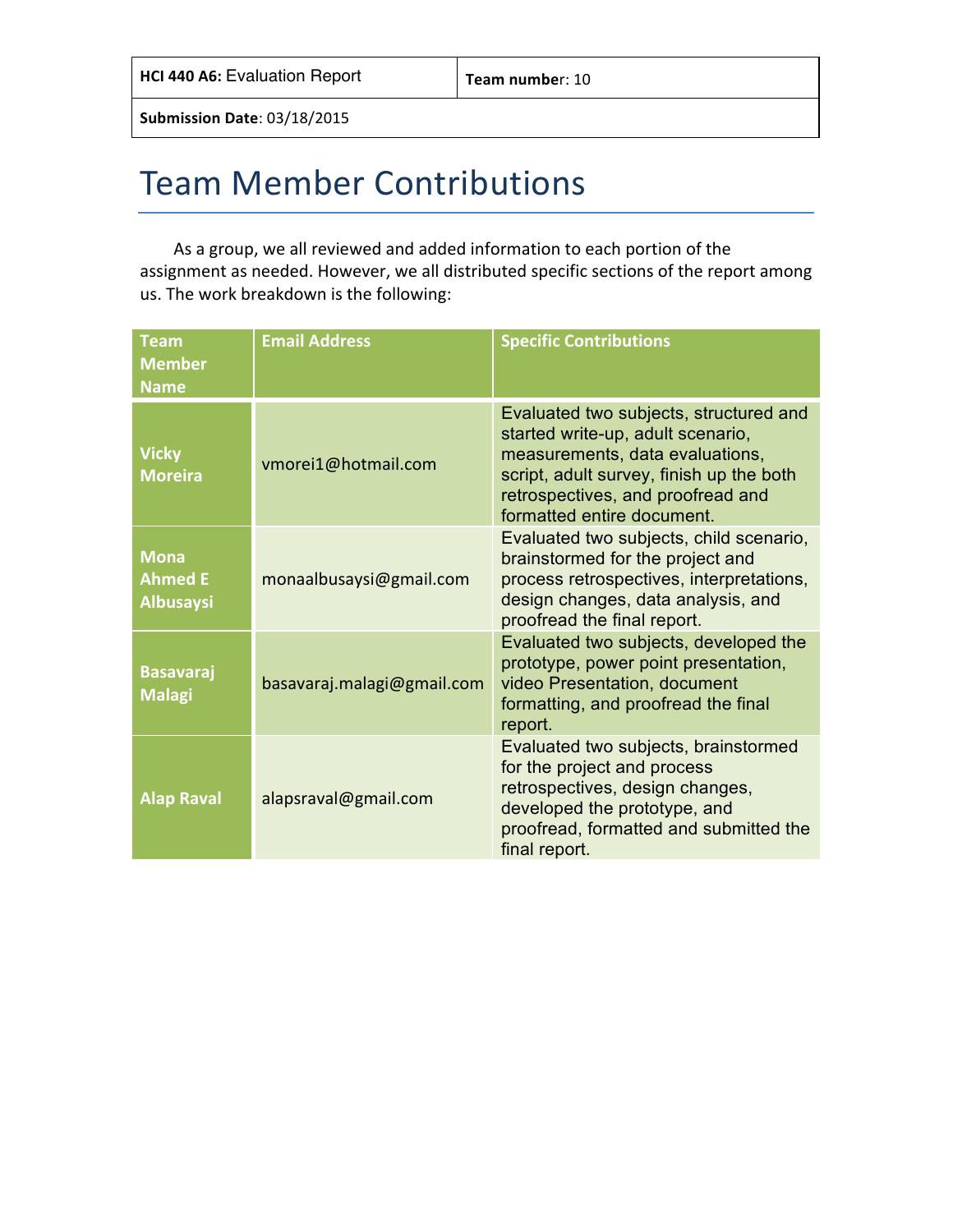| **HCI 440 A6:** Evaluation Report | **Team number**: 10 |
|---|---|
| **Submission Date**: 03/18/2015 | |

# Team Member Contributions

As a group, we all reviewed and added information to each portion of the assignment as needed. However, we all distributed specific sections of the report among us. The work breakdown is the following:

| Team Member Name | Email Address | Specific Contributions |
|---|---|---|
| **Vicky Moreira** | vmorei1@hotmail.com | Evaluated two subjects, structured and started write-up, adult scenario, measurements, data evaluations, script, adult survey, finish up the both retrospectives, and proofread and formatted entire document. |
| **Mona Ahmed E Albusaysi** | monaalbusaysi@gmail.com | Evaluated two subjects, child scenario, brainstormed for the project and process retrospectives, interpretations, design changes, data analysis, and proofread the final report. |
| **Basavaraj Malagi** | basavaraj.malagi@gmail.com | Evaluated two subjects, developed the prototype, power point presentation, video Presentation, document formatting, and proofread the final report. |
| **Alap Raval** | alapsraval@gmail.com | Evaluated two subjects, brainstormed for the project and process retrospectives, design changes, developed the prototype, and proofread, formatted and submitted the final report. |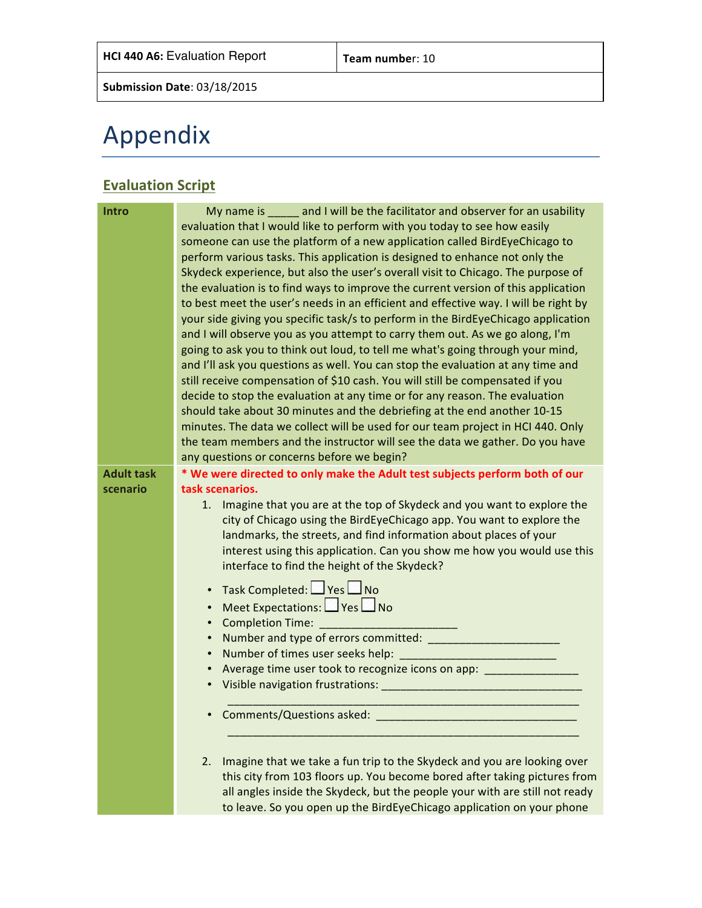| **HCI 440 A6:** Evaluation Report | **Team number**: 10 |
| --- | --- |
| **Submission Date**: 03/18/2015 | |

# Appendix

## Evaluation Script

| | |
| --- | --- |
| **Intro** | My name is _____ and I will be the facilitator and observer for an usability evaluation that I would like to perform with you today to see how easily someone can use the platform of a new application called BirdEyeChicago to perform various tasks. This application is designed to enhance not only the Skydeck experience, but also the user's overall visit to Chicago. The purpose of the evaluation is to find ways to improve the current version of this application to best meet the user's needs in an efficient and effective way. I will be right by your side giving you specific task/s to perform in the BirdEyeChicago application and I will observe you as you attempt to carry them out. As we go along, I'm going to ask you to think out loud, to tell me what's going through your mind, and I'll ask you questions as well. You can stop the evaluation at any time and still receive compensation of $10 cash. You will still be compensated if you decide to stop the evaluation at any time or for any reason. The evaluation should take about 30 minutes and the debriefing at the end another 10-15 minutes. The data we collect will be used for our team project in HCI 440. Only the team members and the instructor will see the data we gather. Do you have any questions or concerns before we begin? |
| **Adult task scenario** | **\* We were directed to only make the Adult test subjects perform both of our task scenarios.**<br><br>1. Imagine that you are at the top of Skydeck and you want to explore the city of Chicago using the BirdEyeChicago app. You want to explore the landmarks, the streets, and find information about places of your interest using this application. Can you show me how you would use this interface to find the height of the Skydeck?<br><br>• Task Completed: ☐ Yes ☐ No<br>• Meet Expectations: ☐ Yes ☐ No<br>• Completion Time: _____________________<br>• Number and type of errors committed: _____________________<br>• Number of times user seeks help: ________________________<br>• Average time user took to recognize icons on app: ______________<br>• Visible navigation frustrations: _______________________________<br>______________________________________________________<br>• Comments/Questions asked: ______________________________<br>______________________________________________________<br><br>2. Imagine that we take a fun trip to the Skydeck and you are looking over this city from 103 floors up. You become bored after taking pictures from all angles inside the Skydeck, but the people your with are still not ready to leave. So you open up the BirdEyeChicago application on your phone |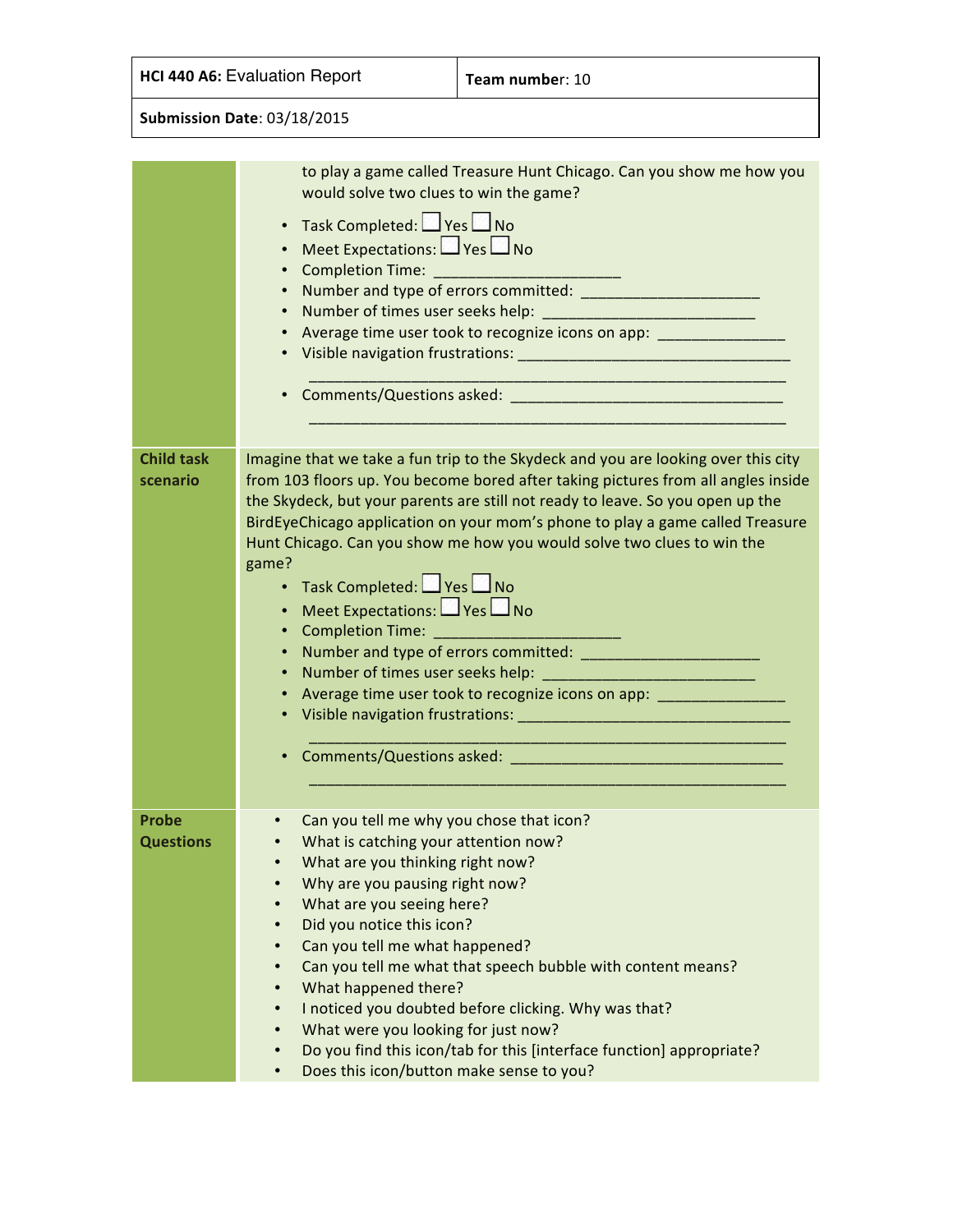| HCI 440 A6: Evaluation Report | Team number: 10 |
|---|---|
| Submission Date: 03/18/2015 | |

| | |
|---|---|
| | to play a game called Treasure Hunt Chicago. Can you show me how you would solve two clues to win the game?<br>• Task Completed: ☐ Yes ☐ No<br>• Meet Expectations: ☐ Yes ☐ No<br>• Completion Time: ____________________<br>• Number and type of errors committed: ____________________<br>• Number of times user seeks help: ______________________<br>• Average time user took to recognize icons on app: _____________<br>• Visible navigation frustrations: _____________________________ ___________________________________________________<br>• Comments/Questions asked: _____________________________ ___________________________________________________ |
| **Child task scenario** | Imagine that we take a fun trip to the Skydeck and you are looking over this city from 103 floors up. You become bored after taking pictures from all angles inside the Skydeck, but your parents are still not ready to leave. So you open up the BirdEyeChicago application on your mom's phone to play a game called Treasure Hunt Chicago. Can you show me how you would solve two clues to win the game?<br>• Task Completed: ☐ Yes ☐ No<br>• Meet Expectations: ☐ Yes ☐ No<br>• Completion Time: ____________________<br>• Number and type of errors committed: ____________________<br>• Number of times user seeks help: ______________________<br>• Average time user took to recognize icons on app: _____________<br>• Visible navigation frustrations: _____________________________ ___________________________________________________<br>• Comments/Questions asked: _____________________________ ___________________________________________________ |
| **Probe Questions** | • Can you tell me why you chose that icon?<br>• What is catching your attention now?<br>• What are you thinking right now?<br>• Why are you pausing right now?<br>• What are you seeing here?<br>• Did you notice this icon?<br>• Can you tell me what happened?<br>• Can you tell me what that speech bubble with content means?<br>• What happened there?<br>• I noticed you doubted before clicking. Why was that?<br>• What were you looking for just now?<br>• Do you find this icon/tab for this [interface function] appropriate?<br>• Does this icon/button make sense to you? |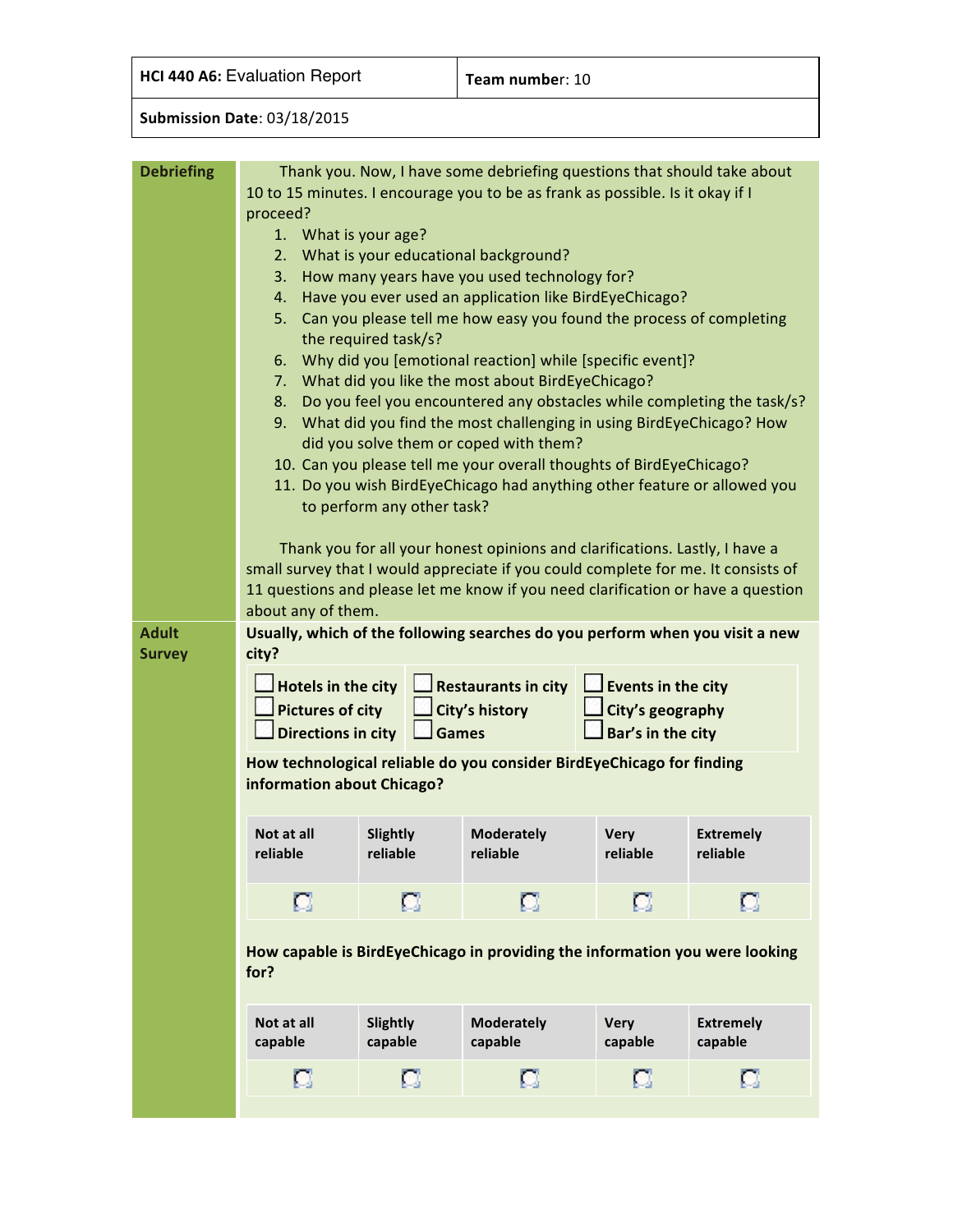| **HCI 440 A6:** Evaluation Report | **Team number**: 10 |
|---|---|
| **Submission Date**: 03/18/2015 | |

**Debriefing**

Thank you. Now, I have some debriefing questions that should take about 10 to 15 minutes. I encourage you to be as frank as possible. Is it okay if I proceed?

1. What is your age?
2. What is your educational background?
3. How many years have you used technology for?
4. Have you ever used an application like BirdEyeChicago?
5. Can you please tell me how easy you found the process of completing the required task/s?
6. Why did you [emotional reaction] while [specific event]?
7. What did you like the most about BirdEyeChicago?
8. Do you feel you encountered any obstacles while completing the task/s?
9. What did you find the most challenging in using BirdEyeChicago? How did you solve them or coped with them?
10. Can you please tell me your overall thoughts of BirdEyeChicago?
11. Do you wish BirdEyeChicago had anything other feature or allowed you to perform any other task?

Thank you for all your honest opinions and clarifications. Lastly, I have a small survey that I would appreciate if you could complete for me. It consists of 11 questions and please let me know if you need clarification or have a question about any of them.

**Adult Survey**

**Usually, which of the following searches do you perform when you visit a new city?**

| | | |
|---|---|---|
| ☐ **Hotels in the city** | ☐ **Restaurants in city** | ☐ **Events in the city** |
| ☐ **Pictures of city** | ☐ **City's history** | ☐ **City's geography** |
| ☐ **Directions in city** | ☐ **Games** | ☐ **Bar's in the city** |

**How technological reliable do you consider BirdEyeChicago for finding information about Chicago?**

| Not at all reliable | Slightly reliable | Moderately reliable | Very reliable | Extremely reliable |
|---|---|---|---|---|
| ☐ | ☐ | ☐ | ☐ | ☐ |

**How capable is BirdEyeChicago in providing the information you were looking for?**

| Not at all capable | Slightly capable | Moderately capable | Very capable | Extremely capable |
|---|---|---|---|---|
| ☐ | ☐ | ☐ | ☐ | ☐ |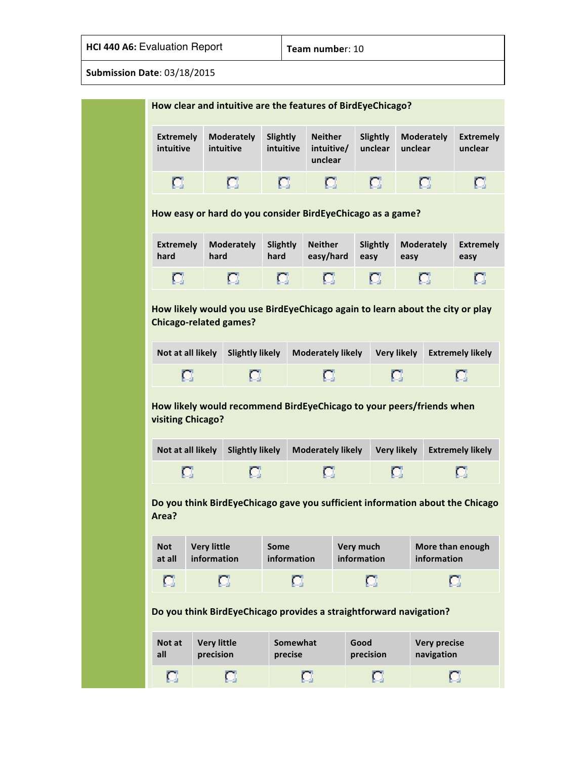| **HCI 440 A6:** Evaluation Report | **Team number**: 10 |
|---|---|
| **Submission Date**: 03/18/2015 | |

**How clear and intuitive are the features of BirdEyeChicago?**

| Extremely intuitive | Moderately intuitive | Slightly intuitive | Neither intuitive/ unclear | Slightly unclear | Moderately unclear | Extremely unclear |
|---|---|---|---|---|---|---|
| ☐ | ☐ | ☐ | ☐ | ☐ | ☐ | ☐ |

**How easy or hard do you consider BirdEyeChicago as a game?**

| Extremely hard | Moderately hard | Slightly hard | Neither easy/hard | Slightly easy | Moderately easy | Extremely easy |
|---|---|---|---|---|---|---|
| ☐ | ☐ | ☐ | ☐ | ☐ | ☐ | ☐ |

**How likely would you use BirdEyeChicago again to learn about the city or play Chicago-related games?**

| Not at all likely | Slightly likely | Moderately likely | Very likely | Extremely likely |
|---|---|---|---|---|
| ☐ | ☐ | ☐ | ☐ | ☐ |

**How likely would recommend BirdEyeChicago to your peers/friends when visiting Chicago?**

| Not at all likely | Slightly likely | Moderately likely | Very likely | Extremely likely |
|---|---|---|---|---|
| ☐ | ☐ | ☐ | ☐ | ☐ |

**Do you think BirdEyeChicago gave you sufficient information about the Chicago Area?**

| Not at all | Very little information | Some information | Very much information | More than enough information |
|---|---|---|---|---|
| ☐ | ☐ | ☐ | ☐ | ☐ |

**Do you think BirdEyeChicago provides a straightforward navigation?**

| Not at all | Very little precision | Somewhat precise | Good precision | Very precise navigation |
|---|---|---|---|---|
| ☐ | ☐ | ☐ | ☐ | ☐ |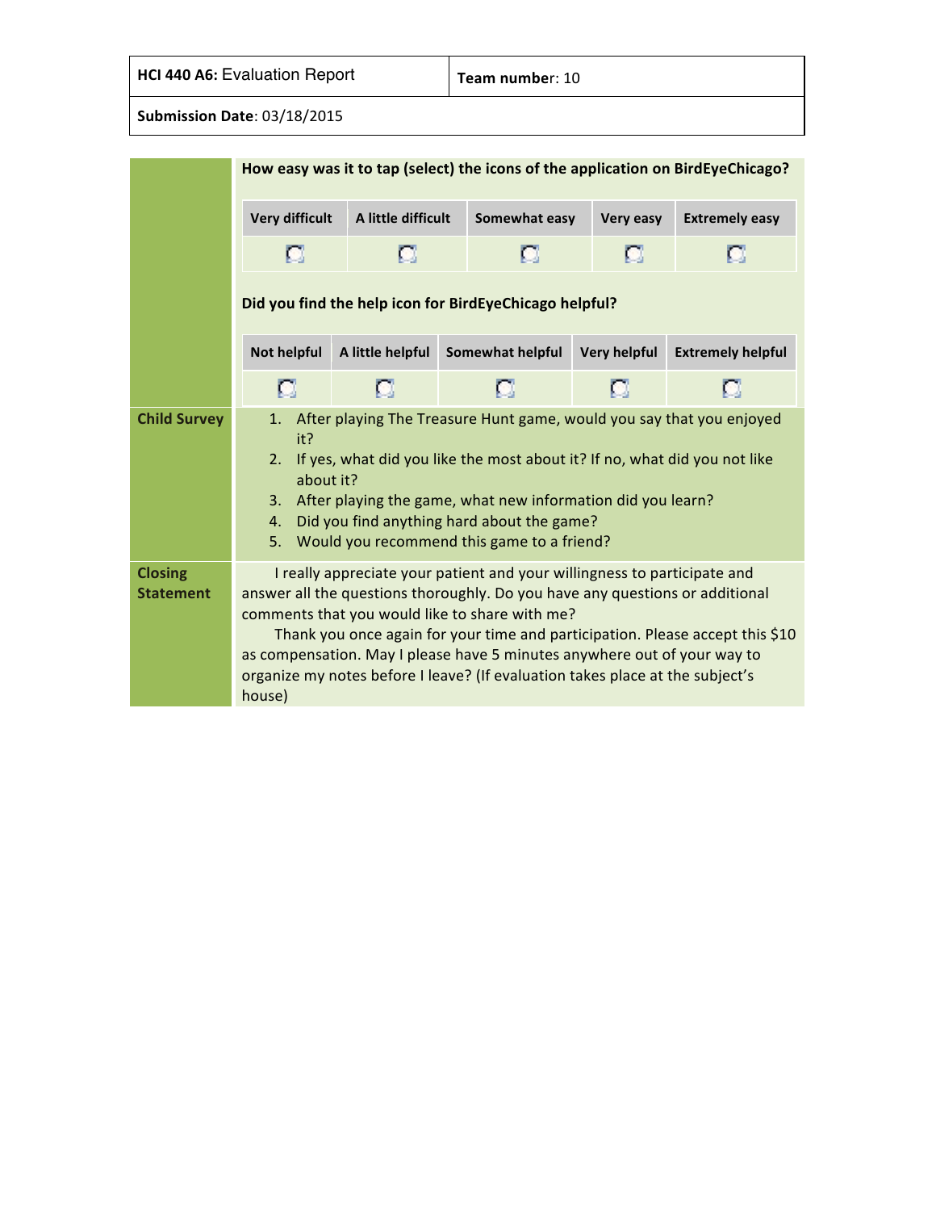| HCI 440 A6: Evaluation Report | Team number: 10 |
| --- | --- |
| Submission Date: 03/18/2015 | |

**How easy was it to tap (select) the icons of the application on BirdEyeChicago?**

| Very difficult | A little difficult | Somewhat easy | Very easy | Extremely easy |
| --- | --- | --- | --- | --- |
| ☐ | ☐ | ☐ | ☐ | ☐ |

**Did you find the help icon for BirdEyeChicago helpful?**

| Not helpful | A little helpful | Somewhat helpful | Very helpful | Extremely helpful |
| --- | --- | --- | --- | --- |
| ☐ | ☐ | ☐ | ☐ | ☐ |

**Child Survey**

1. After playing The Treasure Hunt game, would you say that you enjoyed it?
2. If yes, what did you like the most about it? If no, what did you not like about it?
3. After playing the game, what new information did you learn?
4. Did you find anything hard about the game?
5. Would you recommend this game to a friend?

**Closing Statement**

I really appreciate your patient and your willingness to participate and answer all the questions thoroughly. Do you have any questions or additional comments that you would like to share with me?

Thank you once again for your time and participation. Please accept this $10 as compensation. May I please have 5 minutes anywhere out of your way to organize my notes before I leave? (If evaluation takes place at the subject's house)